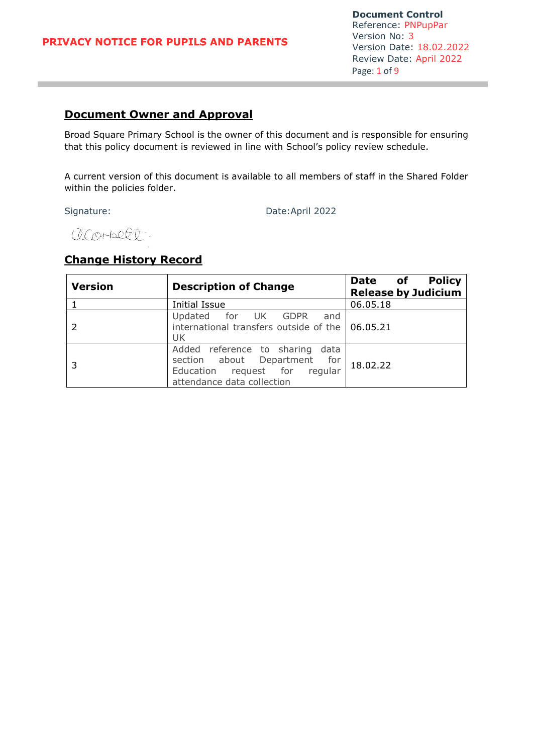# PRIVACY NOTICE FOR PUPILS AND PARENTS

**Document Control**
Reference: PNPupPar
Version No: 3
Version Date: 18.02.2022
Review Date: April 2022

## Document Owner and Approval

Broad Square Primary School is the owner of this document and is responsible for ensuring that this policy document is reviewed in line with School's policy review schedule.

A current version of this document is available to all members of staff in the Shared Folder within the policies folder.

Signature: Date: April 2022

## Change History Record

| Version | Description of Change | Date of Policy Release by Judicium |
| --- | --- | --- |
| 1 | Initial Issue | 06.05.18 |
| 2 | Updated for UK GDPR and international transfers outside of the UK | 06.05.21 |
| 3 | Added reference to sharing data section about Department for Education request for regular attendance data collection | 18.02.22 |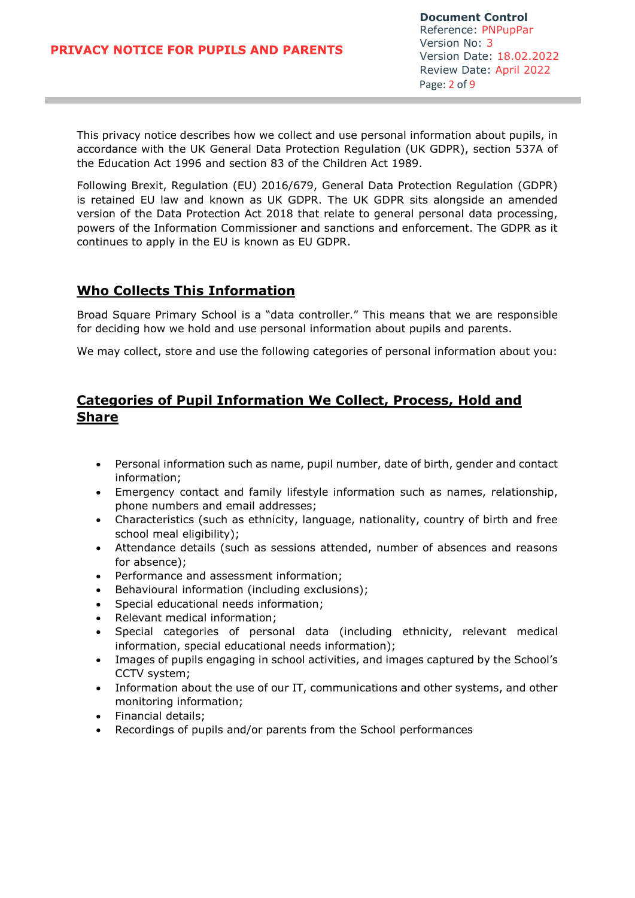This privacy notice describes how we collect and use personal information about pupils, in accordance with the UK General Data Protection Regulation (UK GDPR), section 537A of the Education Act 1996 and section 83 of the Children Act 1989.

Following Brexit, Regulation (EU) 2016/679, General Data Protection Regulation (GDPR) is retained EU law and known as UK GDPR. The UK GDPR sits alongside an amended version of the Data Protection Act 2018 that relate to general personal data processing, powers of the Information Commissioner and sanctions and enforcement. The GDPR as it continues to apply in the EU is known as EU GDPR.

## Who Collects This Information

Broad Square Primary School is a "data controller." This means that we are responsible for deciding how we hold and use personal information about pupils and parents.

We may collect, store and use the following categories of personal information about you:

## Categories of Pupil Information We Collect, Process, Hold and Share

- Personal information such as name, pupil number, date of birth, gender and contact information;
- Emergency contact and family lifestyle information such as names, relationship, phone numbers and email addresses;
- Characteristics (such as ethnicity, language, nationality, country of birth and free school meal eligibility);
- Attendance details (such as sessions attended, number of absences and reasons for absence);
- Performance and assessment information;
- Behavioural information (including exclusions);
- Special educational needs information;
- Relevant medical information;
- Special categories of personal data (including ethnicity, relevant medical information, special educational needs information);
- Images of pupils engaging in school activities, and images captured by the School's CCTV system;
- Information about the use of our IT, communications and other systems, and other monitoring information;
- Financial details;
- Recordings of pupils and/or parents from the School performances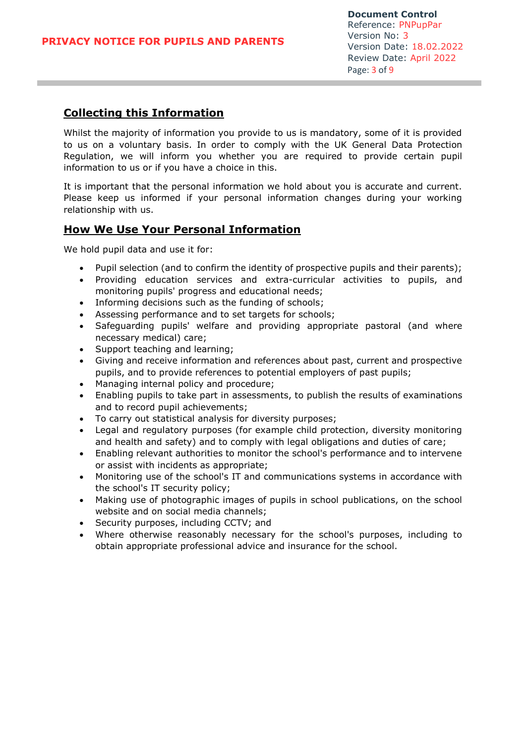## Collecting this Information

Whilst the majority of information you provide to us is mandatory, some of it is provided to us on a voluntary basis. In order to comply with the UK General Data Protection Regulation, we will inform you whether you are required to provide certain pupil information to us or if you have a choice in this.

It is important that the personal information we hold about you is accurate and current. Please keep us informed if your personal information changes during your working relationship with us.

## How We Use Your Personal Information

We hold pupil data and use it for:

- Pupil selection (and to confirm the identity of prospective pupils and their parents);
- Providing education services and extra-curricular activities to pupils, and monitoring pupils' progress and educational needs;
- Informing decisions such as the funding of schools;
- Assessing performance and to set targets for schools;
- Safeguarding pupils' welfare and providing appropriate pastoral (and where necessary medical) care;
- Support teaching and learning;
- Giving and receive information and references about past, current and prospective pupils, and to provide references to potential employers of past pupils;
- Managing internal policy and procedure;
- Enabling pupils to take part in assessments, to publish the results of examinations and to record pupil achievements;
- To carry out statistical analysis for diversity purposes;
- Legal and regulatory purposes (for example child protection, diversity monitoring and health and safety) and to comply with legal obligations and duties of care;
- Enabling relevant authorities to monitor the school's performance and to intervene or assist with incidents as appropriate;
- Monitoring use of the school's IT and communications systems in accordance with the school's IT security policy;
- Making use of photographic images of pupils in school publications, on the school website and on social media channels;
- Security purposes, including CCTV; and
- Where otherwise reasonably necessary for the school's purposes, including to obtain appropriate professional advice and insurance for the school.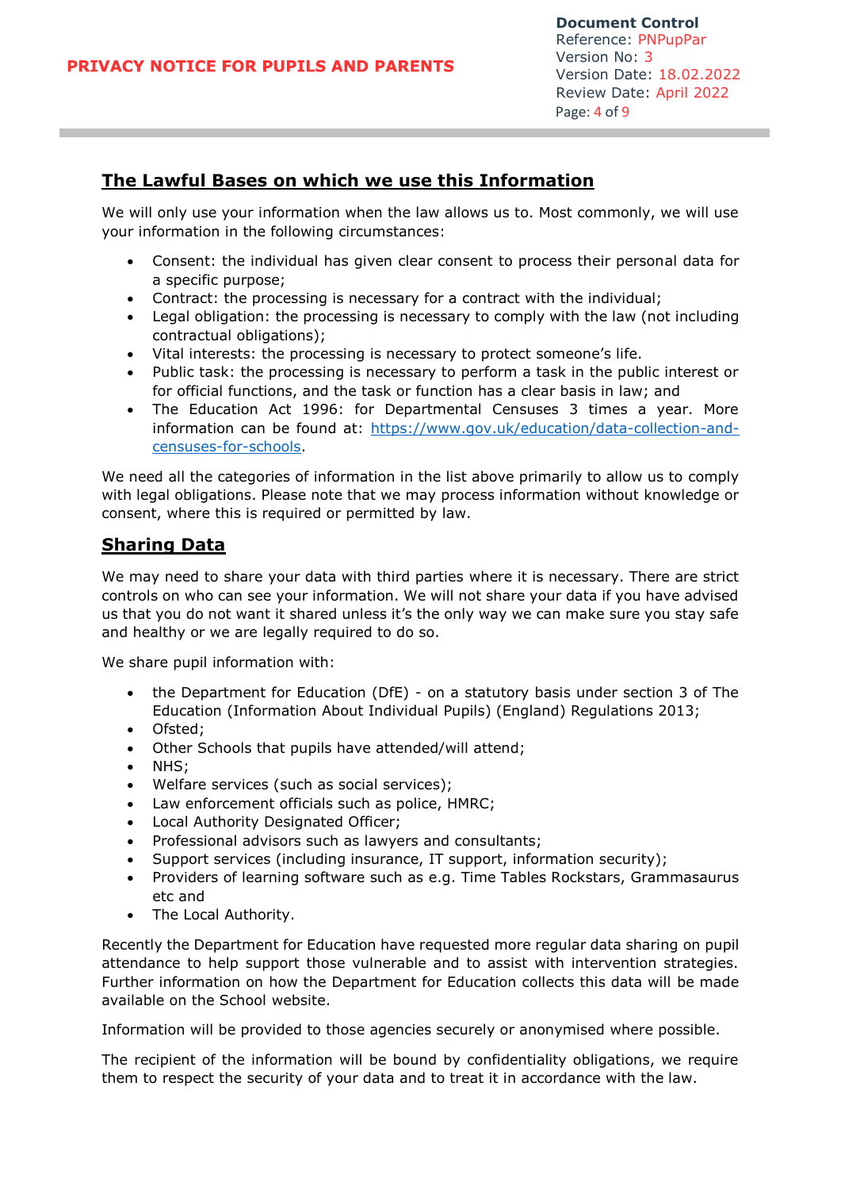## The Lawful Bases on which we use this Information

We will only use your information when the law allows us to. Most commonly, we will use your information in the following circumstances:

- Consent: the individual has given clear consent to process their personal data for a specific purpose;
- Contract: the processing is necessary for a contract with the individual;
- Legal obligation: the processing is necessary to comply with the law (not including contractual obligations);
- Vital interests: the processing is necessary to protect someone's life.
- Public task: the processing is necessary to perform a task in the public interest or for official functions, and the task or function has a clear basis in law; and
- The Education Act 1996: for Departmental Censuses 3 times a year. More information can be found at: [https://www.gov.uk/education/data-collection-and-censuses-for-schools](https://www.gov.uk/education/data-collection-and-censuses-for-schools).

We need all the categories of information in the list above primarily to allow us to comply with legal obligations. Please note that we may process information without knowledge or consent, where this is required or permitted by law.

## Sharing Data

We may need to share your data with third parties where it is necessary. There are strict controls on who can see your information. We will not share your data if you have advised us that you do not want it shared unless it's the only way we can make sure you stay safe and healthy or we are legally required to do so.

We share pupil information with:

- the Department for Education (DfE) - on a statutory basis under section 3 of The Education (Information About Individual Pupils) (England) Regulations 2013;
- Ofsted;
- Other Schools that pupils have attended/will attend;
- NHS;
- Welfare services (such as social services);
- Law enforcement officials such as police, HMRC;
- Local Authority Designated Officer;
- Professional advisors such as lawyers and consultants;
- Support services (including insurance, IT support, information security);
- Providers of learning software such as e.g. Time Tables Rockstars, Grammasaurus etc and
- The Local Authority.

Recently the Department for Education have requested more regular data sharing on pupil attendance to help support those vulnerable and to assist with intervention strategies. Further information on how the Department for Education collects this data will be made available on the School website.

Information will be provided to those agencies securely or anonymised where possible.

The recipient of the information will be bound by confidentiality obligations, we require them to respect the security of your data and to treat it in accordance with the law.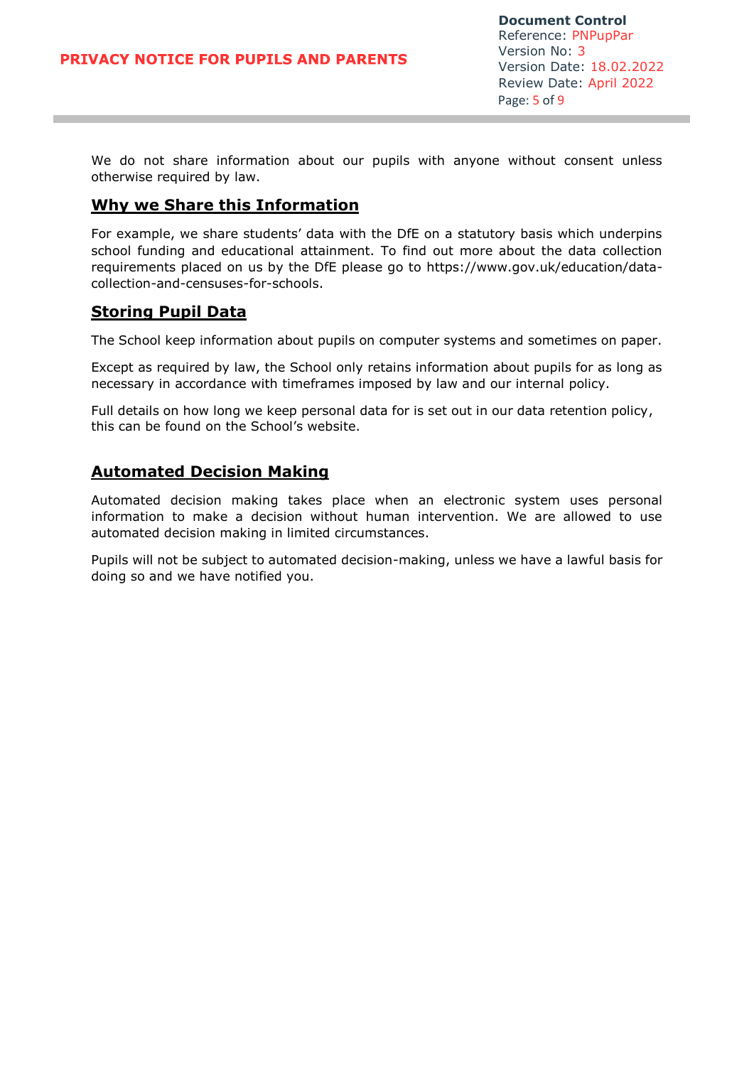We do not share information about our pupils with anyone without consent unless otherwise required by law.

## Why we Share this Information

For example, we share students' data with the DfE on a statutory basis which underpins school funding and educational attainment. To find out more about the data collection requirements placed on us by the DfE please go to https://www.gov.uk/education/data-collection-and-censuses-for-schools.

## Storing Pupil Data

The School keep information about pupils on computer systems and sometimes on paper.

Except as required by law, the School only retains information about pupils for as long as necessary in accordance with timeframes imposed by law and our internal policy.

Full details on how long we keep personal data for is set out in our data retention policy, this can be found on the School's website.

## Automated Decision Making

Automated decision making takes place when an electronic system uses personal information to make a decision without human intervention. We are allowed to use automated decision making in limited circumstances.

Pupils will not be subject to automated decision-making, unless we have a lawful basis for doing so and we have notified you.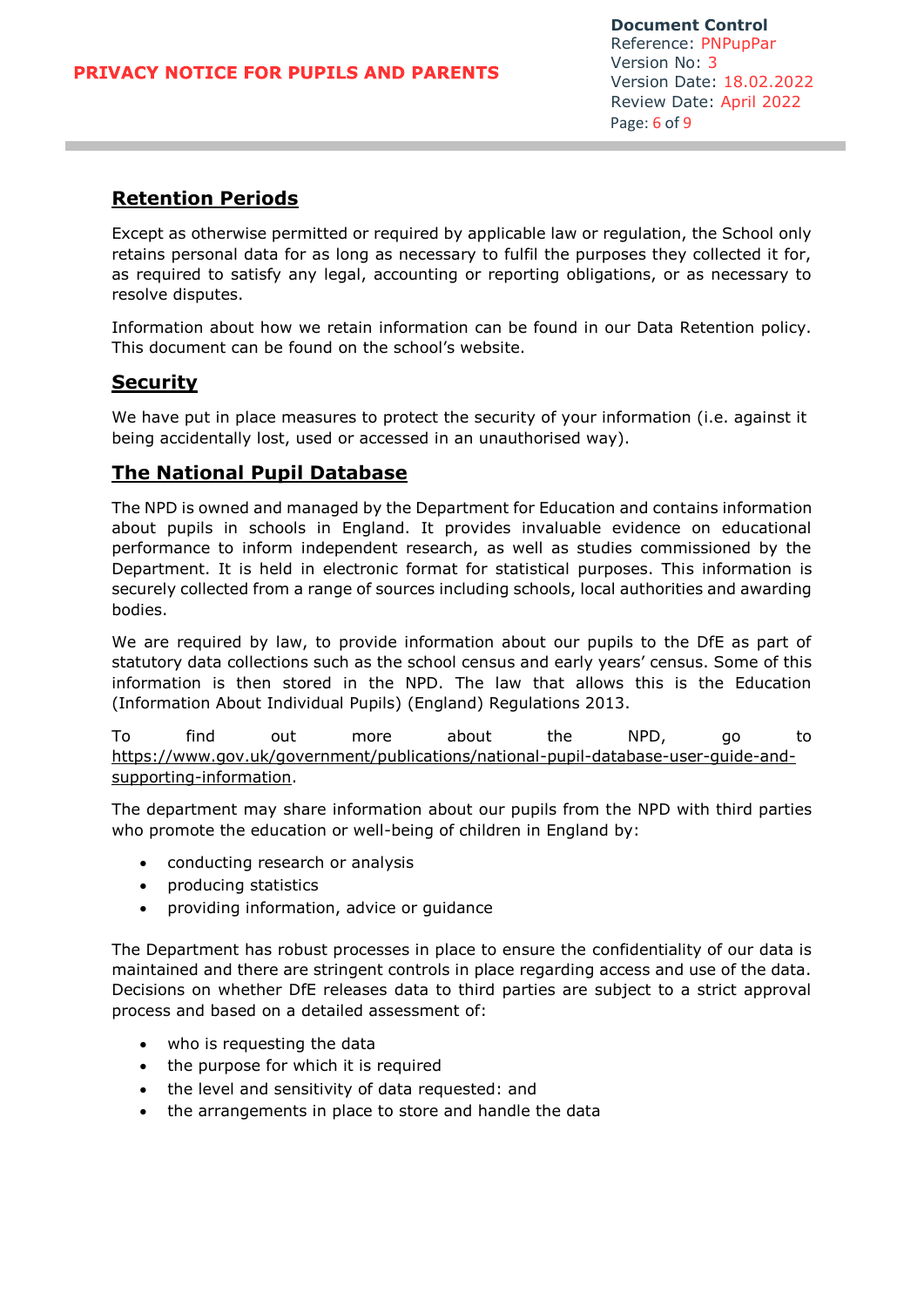## Retention Periods

Except as otherwise permitted or required by applicable law or regulation, the School only retains personal data for as long as necessary to fulfil the purposes they collected it for, as required to satisfy any legal, accounting or reporting obligations, or as necessary to resolve disputes.

Information about how we retain information can be found in our Data Retention policy. This document can be found on the school's website.

## Security

We have put in place measures to protect the security of your information (i.e. against it being accidentally lost, used or accessed in an unauthorised way).

## The National Pupil Database

The NPD is owned and managed by the Department for Education and contains information about pupils in schools in England. It provides invaluable evidence on educational performance to inform independent research, as well as studies commissioned by the Department. It is held in electronic format for statistical purposes. This information is securely collected from a range of sources including schools, local authorities and awarding bodies.

We are required by law, to provide information about our pupils to the DfE as part of statutory data collections such as the school census and early years' census. Some of this information is then stored in the NPD. The law that allows this is the Education (Information About Individual Pupils) (England) Regulations 2013.

To find out more about the NPD, go to https://www.gov.uk/government/publications/national-pupil-database-user-guide-and-supporting-information.

The department may share information about our pupils from the NPD with third parties who promote the education or well-being of children in England by:

- conducting research or analysis
- producing statistics
- providing information, advice or guidance

The Department has robust processes in place to ensure the confidentiality of our data is maintained and there are stringent controls in place regarding access and use of the data. Decisions on whether DfE releases data to third parties are subject to a strict approval process and based on a detailed assessment of:

- who is requesting the data
- the purpose for which it is required
- the level and sensitivity of data requested: and
- the arrangements in place to store and handle the data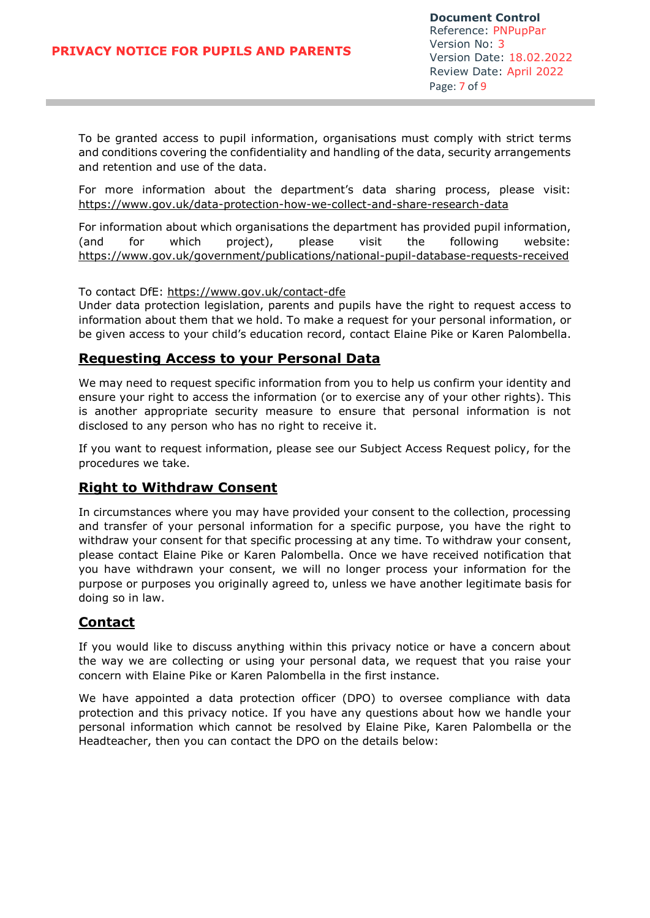To be granted access to pupil information, organisations must comply with strict terms and conditions covering the confidentiality and handling of the data, security arrangements and retention and use of the data.

For more information about the department's data sharing process, please visit: https://www.gov.uk/data-protection-how-we-collect-and-share-research-data

For information about which organisations the department has provided pupil information, (and for which project), please visit the following website: https://www.gov.uk/government/publications/national-pupil-database-requests-received

To contact DfE: https://www.gov.uk/contact-dfe
Under data protection legislation, parents and pupils have the right to request access to information about them that we hold. To make a request for your personal information, or be given access to your child's education record, contact Elaine Pike or Karen Palombella.

## Requesting Access to your Personal Data

We may need to request specific information from you to help us confirm your identity and ensure your right to access the information (or to exercise any of your other rights). This is another appropriate security measure to ensure that personal information is not disclosed to any person who has no right to receive it.

If you want to request information, please see our Subject Access Request policy, for the procedures we take.

## Right to Withdraw Consent

In circumstances where you may have provided your consent to the collection, processing and transfer of your personal information for a specific purpose, you have the right to withdraw your consent for that specific processing at any time. To withdraw your consent, please contact Elaine Pike or Karen Palombella. Once we have received notification that you have withdrawn your consent, we will no longer process your information for the purpose or purposes you originally agreed to, unless we have another legitimate basis for doing so in law.

## Contact

If you would like to discuss anything within this privacy notice or have a concern about the way we are collecting or using your personal data, we request that you raise your concern with Elaine Pike or Karen Palombella in the first instance.

We have appointed a data protection officer (DPO) to oversee compliance with data protection and this privacy notice. If you have any questions about how we handle your personal information which cannot be resolved by Elaine Pike, Karen Palombella or the Headteacher, then you can contact the DPO on the details below: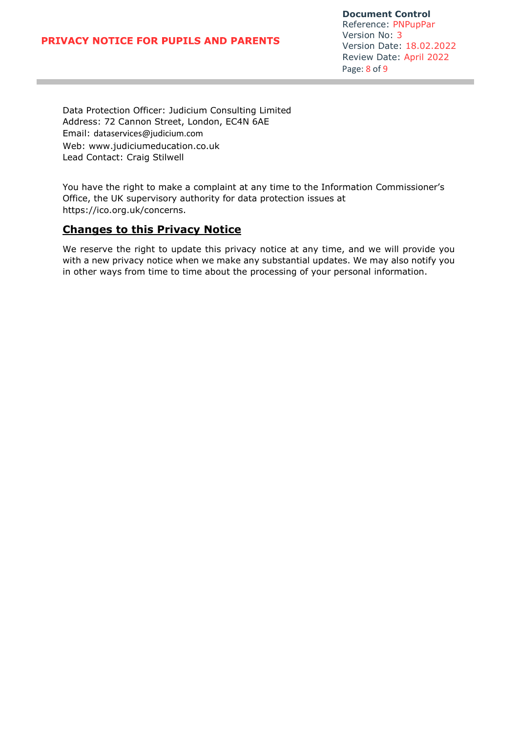Data Protection Officer: Judicium Consulting Limited
Address: 72 Cannon Street, London, EC4N 6AE
Email: dataservices@judicium.com
Web: www.judiciumeducation.co.uk
Lead Contact: Craig Stilwell

You have the right to make a complaint at any time to the Information Commissioner's Office, the UK supervisory authority for data protection issues at https://ico.org.uk/concerns.

## Changes to this Privacy Notice

We reserve the right to update this privacy notice at any time, and we will provide you with a new privacy notice when we make any substantial updates. We may also notify you in other ways from time to time about the processing of your personal information.